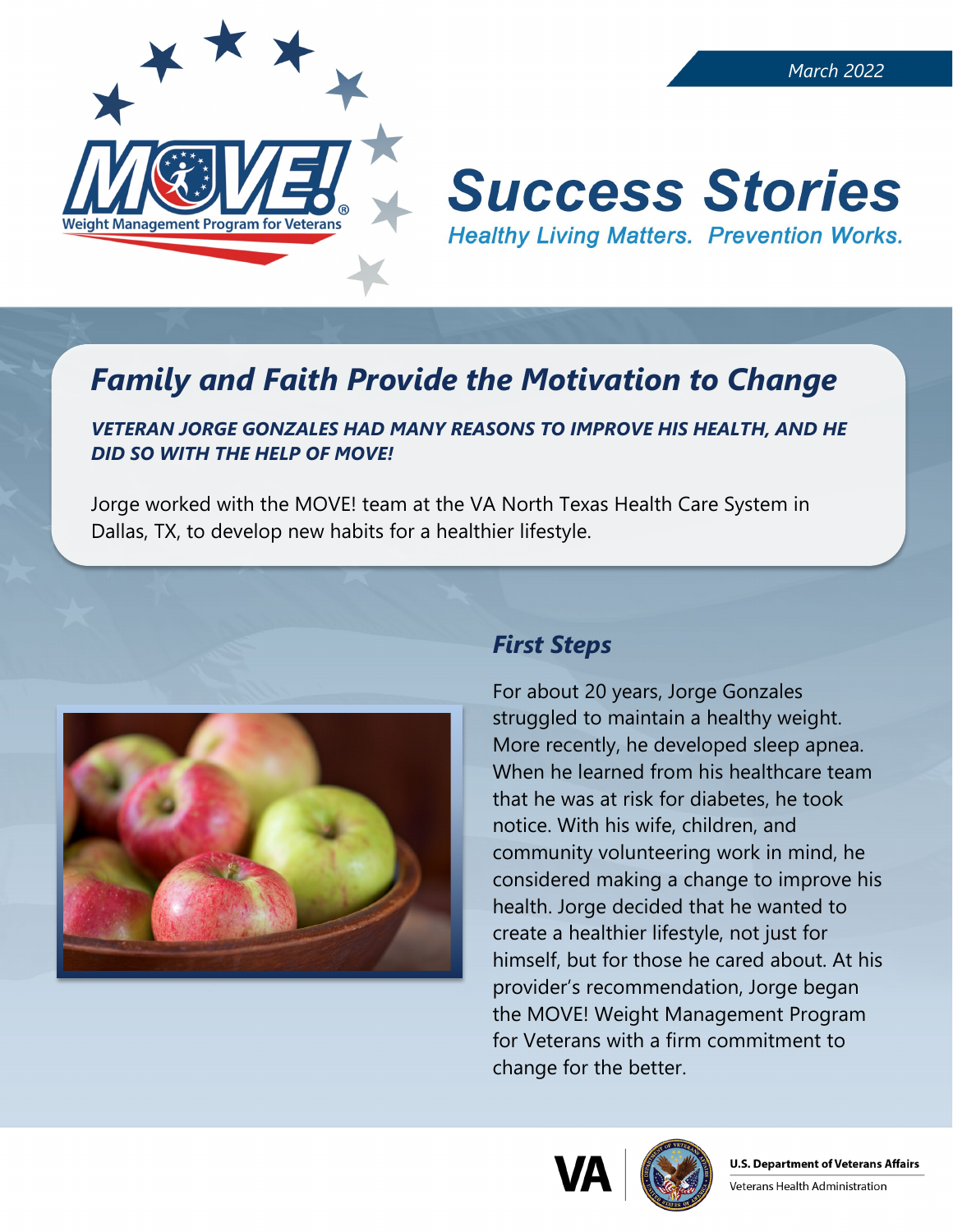March 2022

MOVE! Weight Management Program for Veterans

# Success Stories

*Healthy Living Matters. Prevention Works.*

## *Family and Faith Provide the Motivation to Change*

***VETERAN JORGE GONZALES HAD MANY REASONS TO IMPROVE HIS HEALTH, AND HE DID SO WITH THE HELP OF MOVE!***

Jorge worked with the MOVE! team at the VA North Texas Health Care System in Dallas, TX, to develop new habits for a healthier lifestyle.

### *First Steps*

For about 20 years, Jorge Gonzales struggled to maintain a healthy weight. More recently, he developed sleep apnea. When he learned from his healthcare team that he was at risk for diabetes, he took notice. With his wife, children, and community volunteering work in mind, he considered making a change to improve his health. Jorge decided that he wanted to create a healthier lifestyle, not just for himself, but for those he cared about. At his provider's recommendation, Jorge began the MOVE! Weight Management Program for Veterans with a firm commitment to change for the better.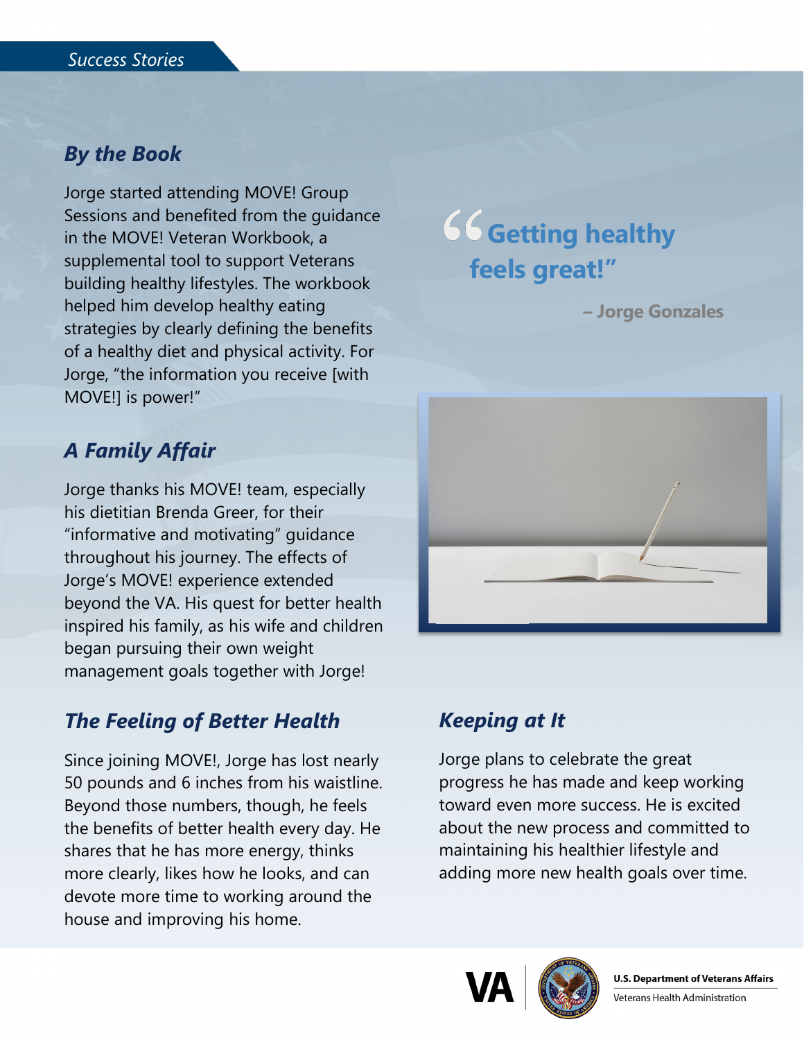## By the Book

Jorge started attending MOVE! Group Sessions and benefited from the guidance in the MOVE! Veteran Workbook, a supplemental tool to support Veterans building healthy lifestyles. The workbook helped him develop healthy eating strategies by clearly defining the benefits of a healthy diet and physical activity. For Jorge, "the information you receive [with MOVE!] is power!"

> **"Getting healthy feels great!"**
>
> **– Jorge Gonzales**

## A Family Affair

Jorge thanks his MOVE! team, especially his dietitian Brenda Greer, for their "informative and motivating" guidance throughout his journey. The effects of Jorge's MOVE! experience extended beyond the VA. His quest for better health inspired his family, as his wife and children began pursuing their own weight management goals together with Jorge!

## The Feeling of Better Health

Since joining MOVE!, Jorge has lost nearly 50 pounds and 6 inches from his waistline. Beyond those numbers, though, he feels the benefits of better health every day. He shares that he has more energy, thinks more clearly, likes how he looks, and can devote more time to working around the house and improving his home.

## Keeping at It

Jorge plans to celebrate the great progress he has made and keep working toward even more success. He is excited about the new process and committed to maintaining his healthier lifestyle and adding more new health goals over time.